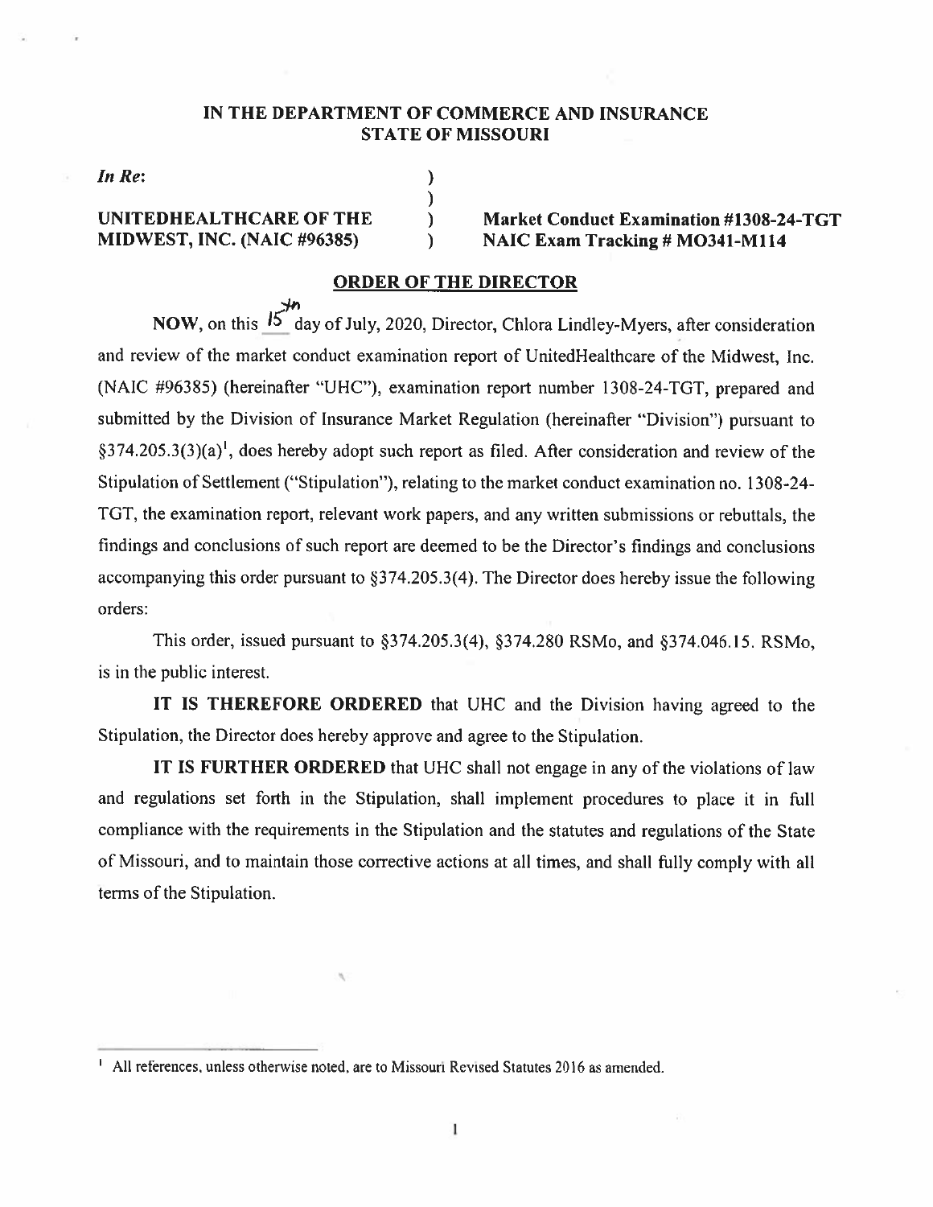**IN THE DEPARTMENT OF COMMERCE AND INSURANCE**
**STATE OF MISSOURI**

*In Re:*

**UNITEDHEALTHCARE OF THE MIDWEST, INC. (NAIC #96385)**

**Market Conduct Examination #1308-24-TGT**
**NAIC Exam Tracking # MO341-M114**

## ORDER OF THE DIRECTOR

**NOW**, on this 15th day of July, 2020, Director, Chlora Lindley-Myers, after consideration and review of the market conduct examination report of UnitedHealthcare of the Midwest, Inc. (NAIC #96385) (hereinafter "UHC"), examination report number 1308-24-TGT, prepared and submitted by the Division of Insurance Market Regulation (hereinafter "Division") pursuant to §374.205.3(3)(a)[1], does hereby adopt such report as filed. After consideration and review of the Stipulation of Settlement ("Stipulation"), relating to the market conduct examination no. 1308-24-TGT, the examination report, relevant work papers, and any written submissions or rebuttals, the findings and conclusions of such report are deemed to be the Director's findings and conclusions accompanying this order pursuant to §374.205.3(4). The Director does hereby issue the following orders:

This order, issued pursuant to §374.205.3(4), §374.280 RSMo, and §374.046.15. RSMo, is in the public interest.

**IT IS THEREFORE ORDERED** that UHC and the Division having agreed to the Stipulation, the Director does hereby approve and agree to the Stipulation.

**IT IS FURTHER ORDERED** that UHC shall not engage in any of the violations of law and regulations set forth in the Stipulation, shall implement procedures to place it in full compliance with the requirements in the Stipulation and the statutes and regulations of the State of Missouri, and to maintain those corrective actions at all times, and shall fully comply with all terms of the Stipulation.

[1] All references, unless otherwise noted, are to Missouri Revised Statutes 2016 as amended.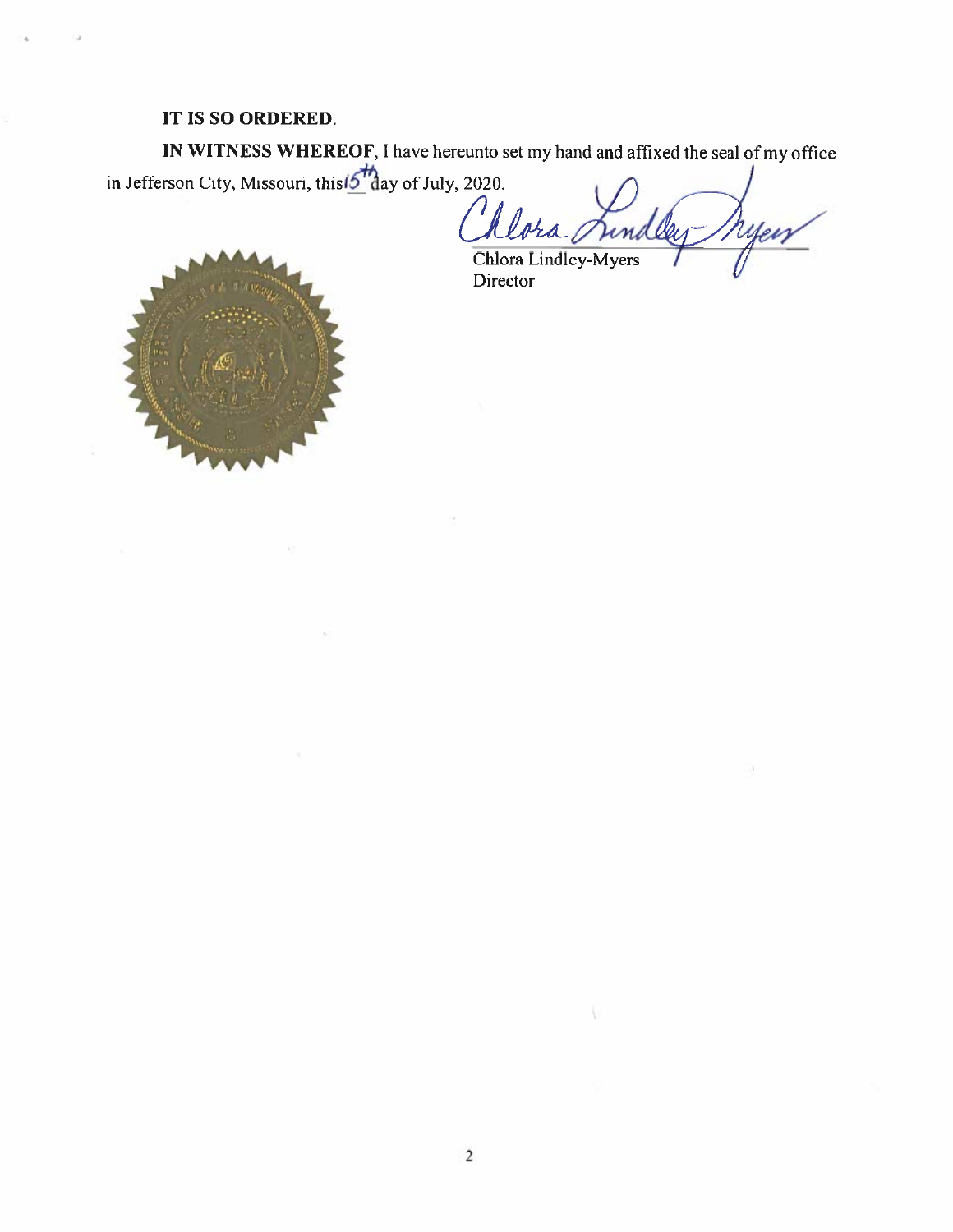**IT IS SO ORDERED.**

**IN WITNESS WHEREOF**, I have hereunto set my hand and affixed the seal of my office in Jefferson City, Missouri, this 15th day of July, 2020.

Chlora Lindley-Myers
Director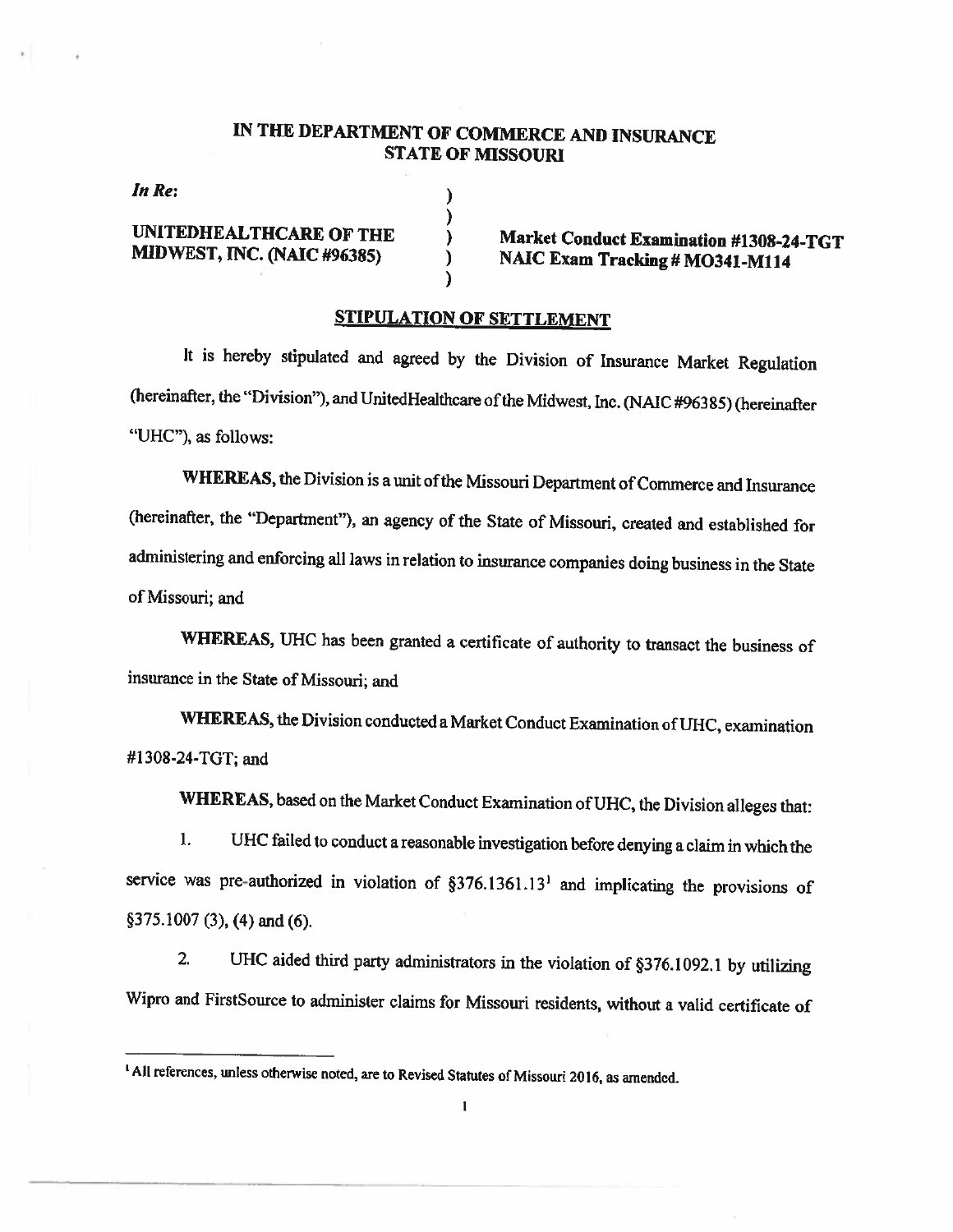# IN THE DEPARTMENT OF COMMERCE AND INSURANCE STATE OF MISSOURI

*In Re*:

**UNITEDHEALTHCARE OF THE MIDWEST, INC. (NAIC #96385)**

**Market Conduct Examination #1308-24-TGT**
**NAIC Exam Tracking # MO341-M114**

## STIPULATION OF SETTLEMENT

It is hereby stipulated and agreed by the Division of Insurance Market Regulation (hereinafter, the "Division"), and UnitedHealthcare of the Midwest, Inc. (NAIC #96385) (hereinafter "UHC"), as follows:

**WHEREAS**, the Division is a unit of the Missouri Department of Commerce and Insurance (hereinafter, the "Department"), an agency of the State of Missouri, created and established for administering and enforcing all laws in relation to insurance companies doing business in the State of Missouri; and

**WHEREAS**, UHC has been granted a certificate of authority to transact the business of insurance in the State of Missouri; and

**WHEREAS**, the Division conducted a Market Conduct Examination of UHC, examination #1308-24-TGT; and

**WHEREAS**, based on the Market Conduct Examination of UHC, the Division alleges that:

1. UHC failed to conduct a reasonable investigation before denying a claim in which the service was pre-authorized in violation of §376.1361.13[1] and implicating the provisions of §375.1007 (3), (4) and (6).

2. UHC aided third party administrators in the violation of §376.1092.1 by utilizing Wipro and FirstSource to administer claims for Missouri residents, without a valid certificate of

[1] All references, unless otherwise noted, are to Revised Statutes of Missouri 2016, as amended.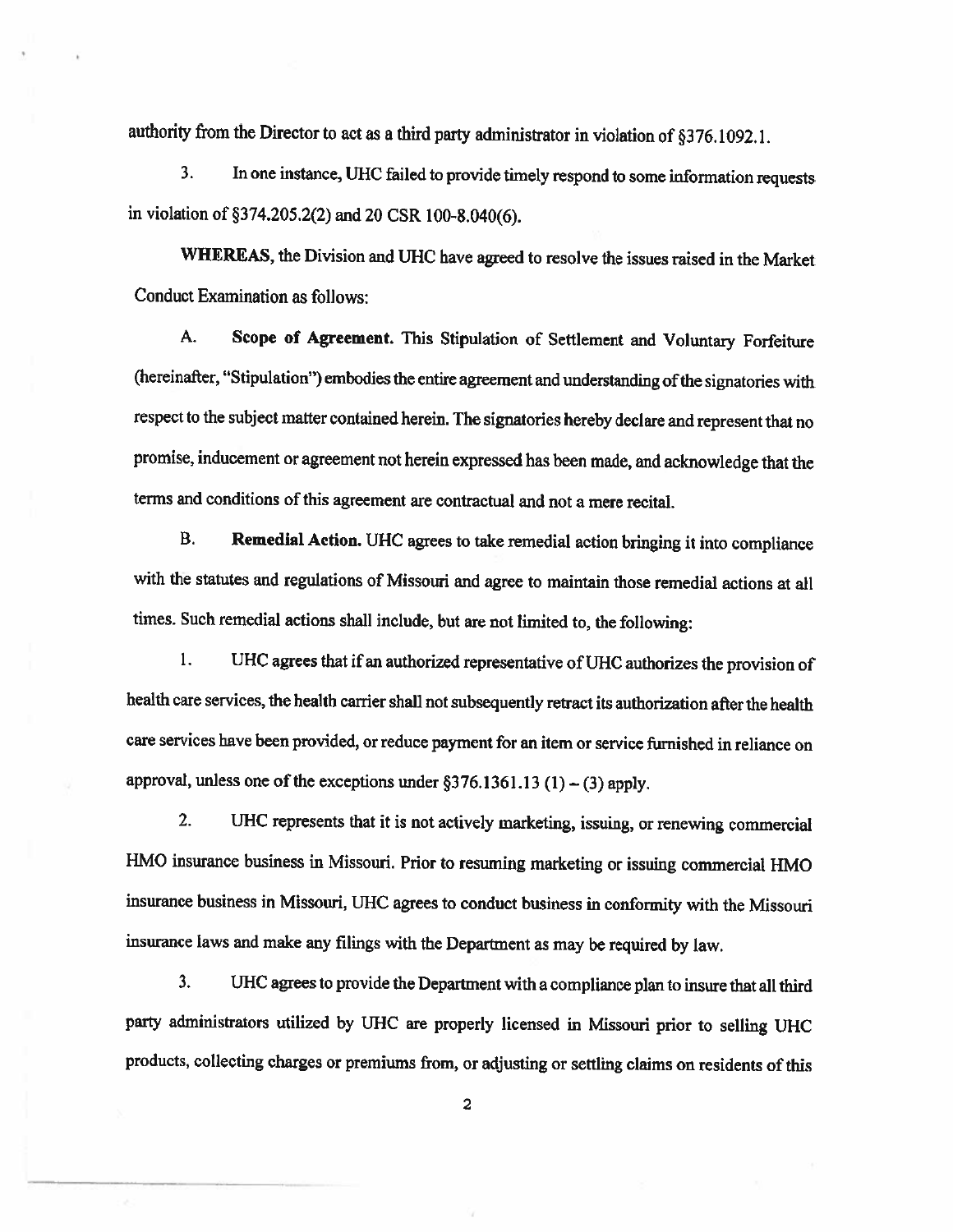authority from the Director to act as a third party administrator in violation of §376.1092.1.

3. In one instance, UHC failed to provide timely respond to some information requests in violation of §374.205.2(2) and 20 CSR 100-8.040(6).

**WHEREAS,** the Division and UHC have agreed to resolve the issues raised in the Market Conduct Examination as follows:

A. **Scope of Agreement.** This Stipulation of Settlement and Voluntary Forfeiture (hereinafter, "Stipulation") embodies the entire agreement and understanding of the signatories with respect to the subject matter contained herein. The signatories hereby declare and represent that no promise, inducement or agreement not herein expressed has been made, and acknowledge that the terms and conditions of this agreement are contractual and not a mere recital.

B. **Remedial Action.** UHC agrees to take remedial action bringing it into compliance with the statutes and regulations of Missouri and agree to maintain those remedial actions at all times. Such remedial actions shall include, but are not limited to, the following:

1. UHC agrees that if an authorized representative of UHC authorizes the provision of health care services, the health carrier shall not subsequently retract its authorization after the health care services have been provided, or reduce payment for an item or service furnished in reliance on approval, unless one of the exceptions under §376.1361.13 (1) – (3) apply.

2. UHC represents that it is not actively marketing, issuing, or renewing commercial HMO insurance business in Missouri. Prior to resuming marketing or issuing commercial HMO insurance business in Missouri, UHC agrees to conduct business in conformity with the Missouri insurance laws and make any filings with the Department as may be required by law.

3. UHC agrees to provide the Department with a compliance plan to insure that all third party administrators utilized by UHC are properly licensed in Missouri prior to selling UHC products, collecting charges or premiums from, or adjusting or settling claims on residents of this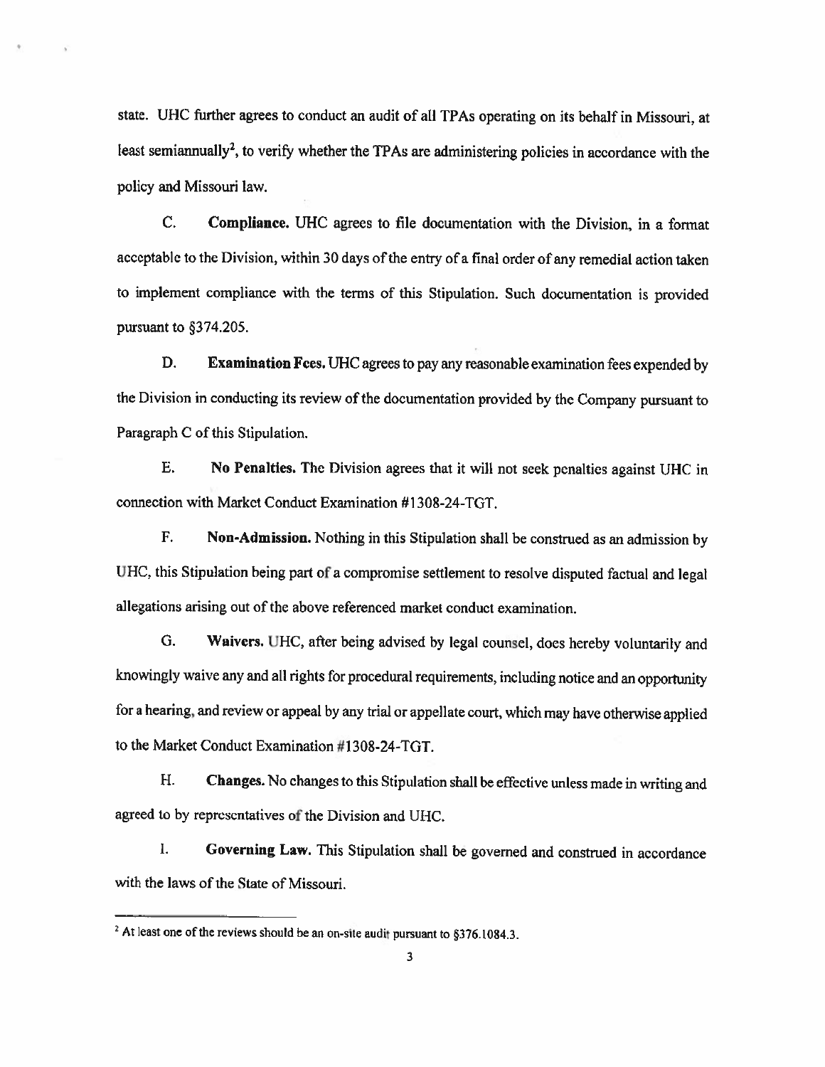state. UHC further agrees to conduct an audit of all TPAs operating on its behalf in Missouri, at least semiannually[2], to verify whether the TPAs are administering policies in accordance with the policy and Missouri law.

C. **Compliance.** UHC agrees to file documentation with the Division, in a format acceptable to the Division, within 30 days of the entry of a final order of any remedial action taken to implement compliance with the terms of this Stipulation. Such documentation is provided pursuant to §374.205.

D. **Examination Fees.** UHC agrees to pay any reasonable examination fees expended by the Division in conducting its review of the documentation provided by the Company pursuant to Paragraph C of this Stipulation.

E. **No Penalties.** The Division agrees that it will not seek penalties against UHC in connection with Market Conduct Examination #1308-24-TGT.

F. **Non-Admission.** Nothing in this Stipulation shall be construed as an admission by UHC, this Stipulation being part of a compromise settlement to resolve disputed factual and legal allegations arising out of the above referenced market conduct examination.

G. **Waivers.** UHC, after being advised by legal counsel, does hereby voluntarily and knowingly waive any and all rights for procedural requirements, including notice and an opportunity for a hearing, and review or appeal by any trial or appellate court, which may have otherwise applied to the Market Conduct Examination #1308-24-TGT.

H. **Changes.** No changes to this Stipulation shall be effective unless made in writing and agreed to by representatives of the Division and UHC.

I. **Governing Law.** This Stipulation shall be governed and construed in accordance with the laws of the State of Missouri.

---

[2] At least one of the reviews should be an on-site audit pursuant to §376.1084.3.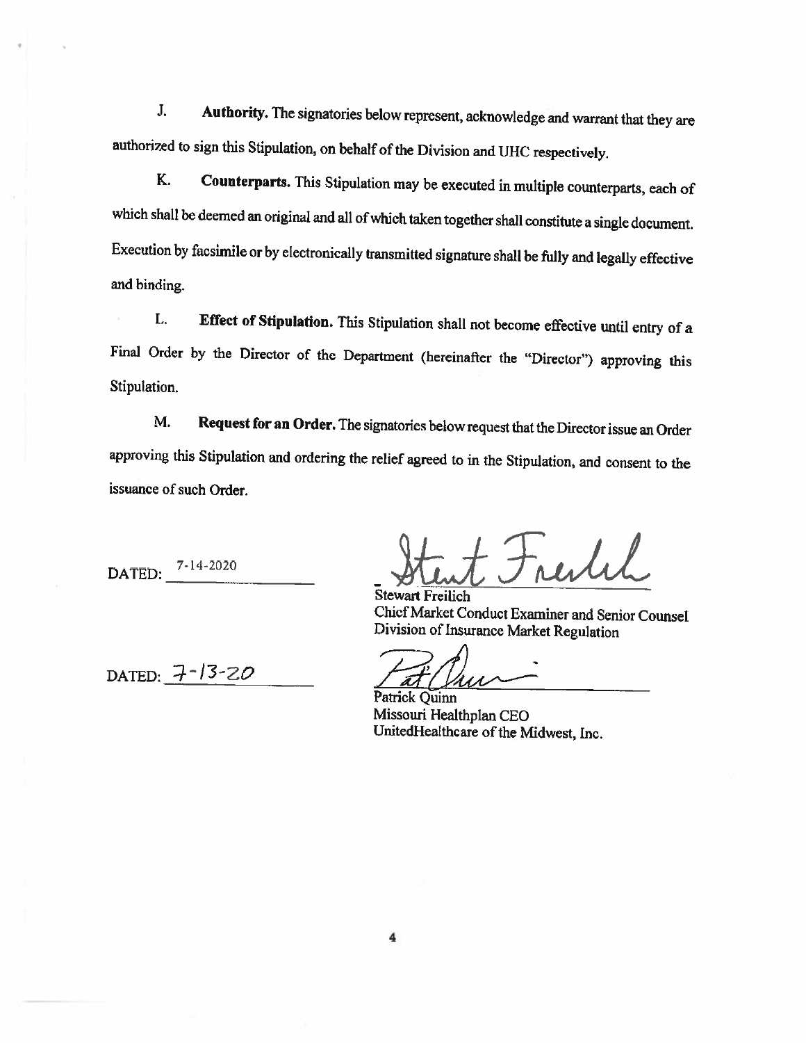J. **Authority.** The signatories below represent, acknowledge and warrant that they are authorized to sign this Stipulation, on behalf of the Division and UHC respectively.

K. **Counterparts.** This Stipulation may be executed in multiple counterparts, each of which shall be deemed an original and all of which taken together shall constitute a single document. Execution by facsimile or by electronically transmitted signature shall be fully and legally effective and binding.

L. **Effect of Stipulation.** This Stipulation shall not become effective until entry of a Final Order by the Director of the Department (hereinafter the "Director") approving this Stipulation.

M. **Request for an Order.** The signatories below request that the Director issue an Order approving this Stipulation and ordering the relief agreed to in the Stipulation, and consent to the issuance of such Order.

DATED: 7-14-2020

Stewart Freilich
Chief Market Conduct Examiner and Senior Counsel
Division of Insurance Market Regulation

DATED: 7-13-20

Patrick Quinn
Missouri Healthplan CEO
UnitedHealthcare of the Midwest, Inc.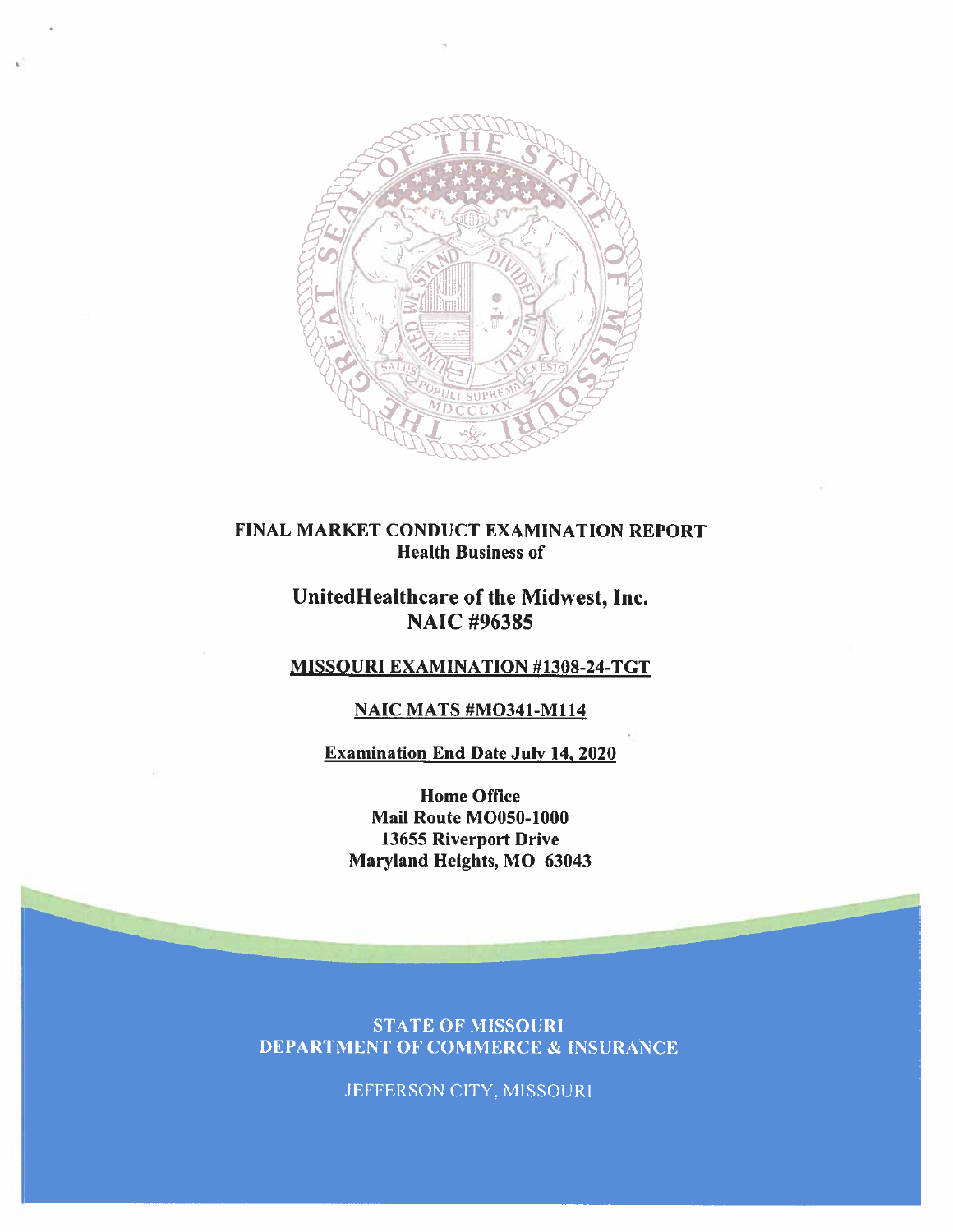**FINAL MARKET CONDUCT EXAMINATION REPORT**
**Health Business of**

## UnitedHealthcare of the Midwest, Inc.
## NAIC #96385

**MISSOURI EXAMINATION #1308-24-TGT**

**NAIC MATS #MO341-M114**

**Examination End Date July 14, 2020**

**Home Office**
**Mail Route MO050-1000**
**13655 Riverport Drive**
**Maryland Heights, MO 63043**

STATE OF MISSOURI
DEPARTMENT OF COMMERCE & INSURANCE

JEFFERSON CITY, MISSOURI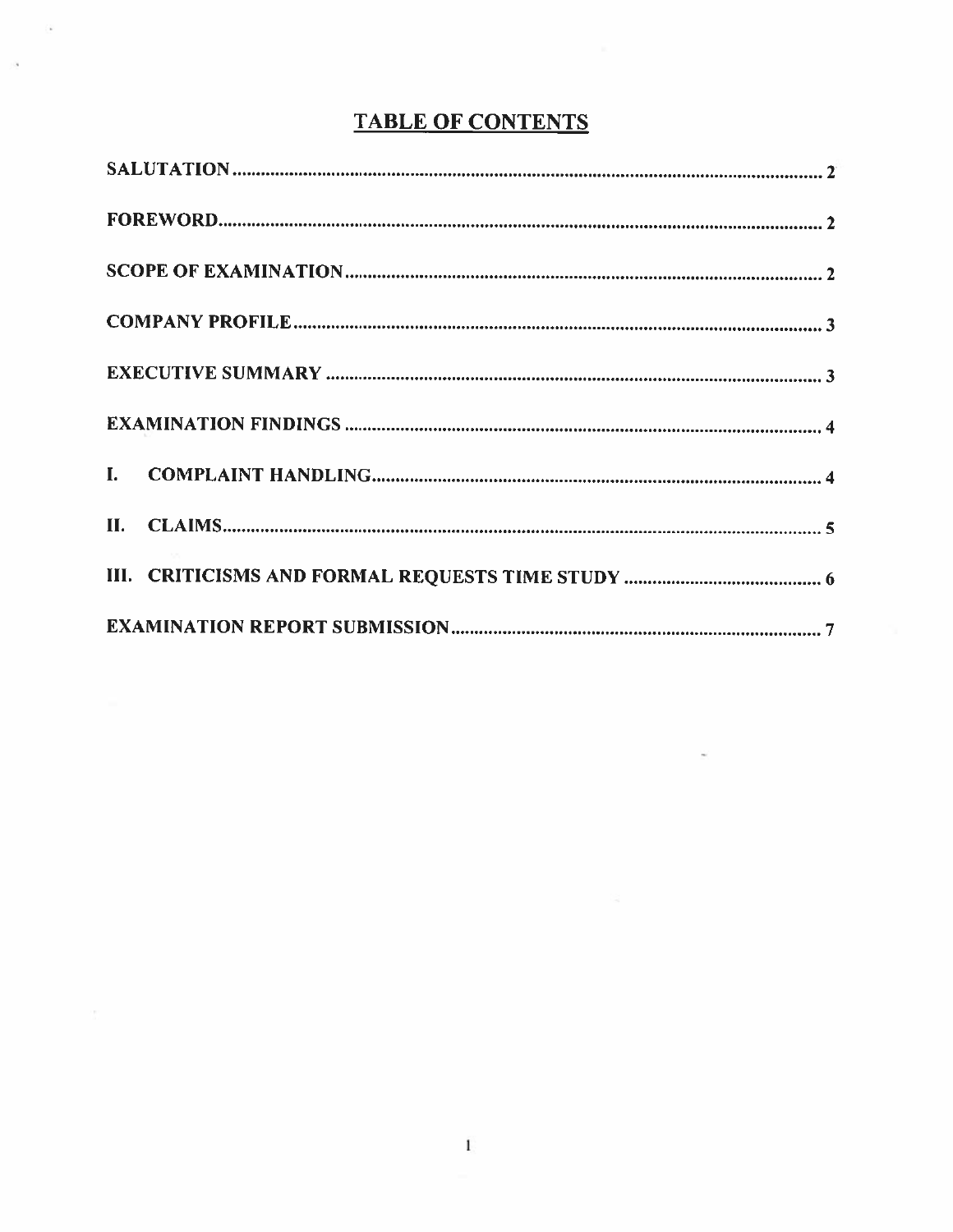# TABLE OF CONTENTS

| | |
|---|---|
| SALUTATION | 2 |
| FOREWORD | 2 |
| SCOPE OF EXAMINATION | 2 |
| COMPANY PROFILE | 3 |
| EXECUTIVE SUMMARY | 3 |
| EXAMINATION FINDINGS | 4 |
| I. COMPLAINT HANDLING | 4 |
| II. CLAIMS | 5 |
| III. CRITICISMS AND FORMAL REQUESTS TIME STUDY | 6 |
| EXAMINATION REPORT SUBMISSION | 7 |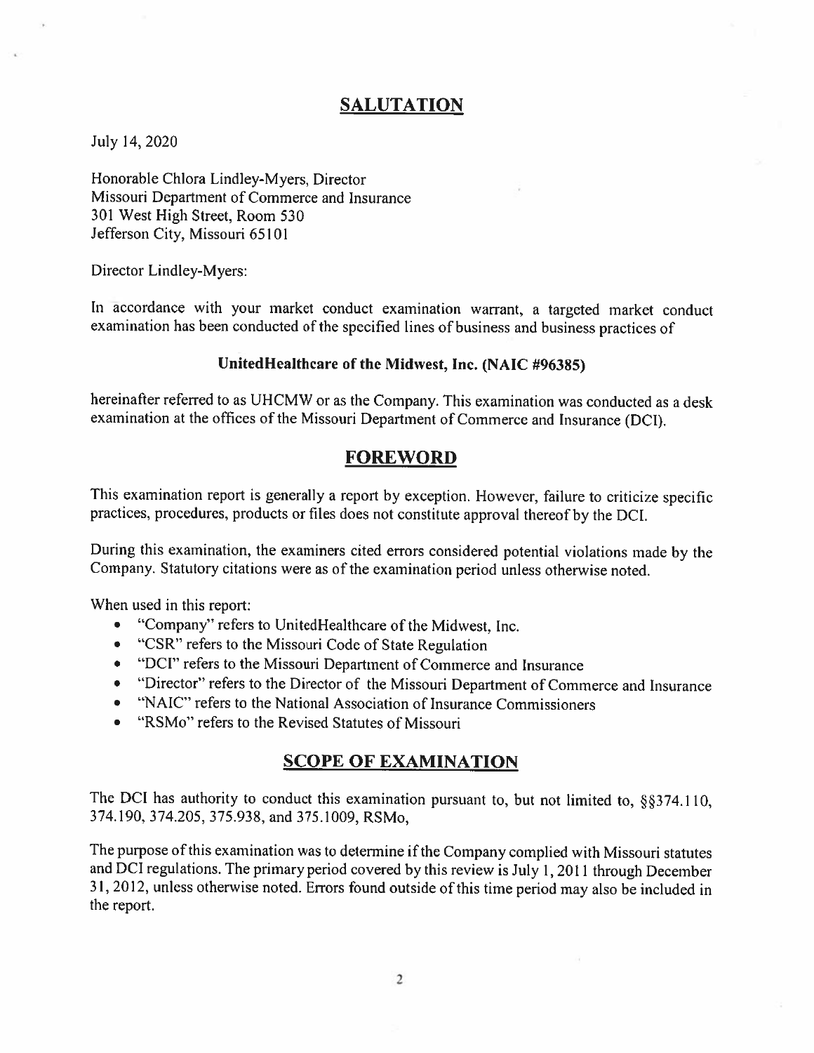## SALUTATION

July 14, 2020

Honorable Chlora Lindley-Myers, Director
Missouri Department of Commerce and Insurance
301 West High Street, Room 530
Jefferson City, Missouri 65101

Director Lindley-Myers:

In accordance with your market conduct examination warrant, a targeted market conduct examination has been conducted of the specified lines of business and business practices of

**UnitedHealthcare of the Midwest, Inc. (NAIC #96385)**

hereinafter referred to as UHCMW or as the Company. This examination was conducted as a desk examination at the offices of the Missouri Department of Commerce and Insurance (DCI).

## FOREWORD

This examination report is generally a report by exception. However, failure to criticize specific practices, procedures, products or files does not constitute approval thereof by the DCI.

During this examination, the examiners cited errors considered potential violations made by the Company. Statutory citations were as of the examination period unless otherwise noted.

When used in this report:

- "Company" refers to UnitedHealthcare of the Midwest, Inc.
- "CSR" refers to the Missouri Code of State Regulation
- "DCI" refers to the Missouri Department of Commerce and Insurance
- "Director" refers to the Director of the Missouri Department of Commerce and Insurance
- "NAIC" refers to the National Association of Insurance Commissioners
- "RSMo" refers to the Revised Statutes of Missouri

## SCOPE OF EXAMINATION

The DCI has authority to conduct this examination pursuant to, but not limited to, §§374.110, 374.190, 374.205, 375.938, and 375.1009, RSMo,

The purpose of this examination was to determine if the Company complied with Missouri statutes and DCI regulations. The primary period covered by this review is July 1, 2011 through December 31, 2012, unless otherwise noted. Errors found outside of this time period may also be included in the report.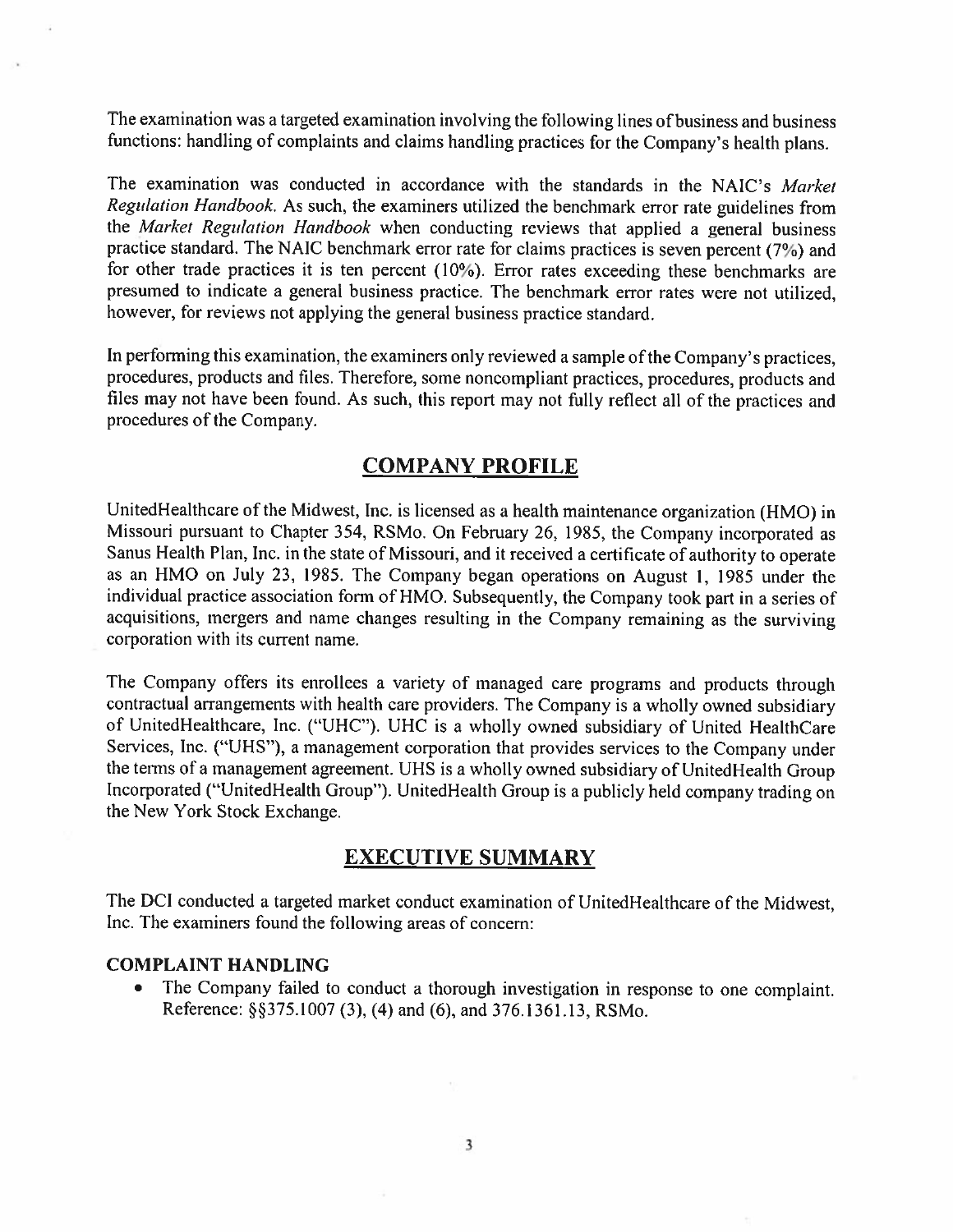The examination was a targeted examination involving the following lines of business and business functions: handling of complaints and claims handling practices for the Company's health plans.

The examination was conducted in accordance with the standards in the NAIC's *Market Regulation Handbook*. As such, the examiners utilized the benchmark error rate guidelines from the *Market Regulation Handbook* when conducting reviews that applied a general business practice standard. The NAIC benchmark error rate for claims practices is seven percent (7%) and for other trade practices it is ten percent (10%). Error rates exceeding these benchmarks are presumed to indicate a general business practice. The benchmark error rates were not utilized, however, for reviews not applying the general business practice standard.

In performing this examination, the examiners only reviewed a sample of the Company's practices, procedures, products and files. Therefore, some noncompliant practices, procedures, products and files may not have been found. As such, this report may not fully reflect all of the practices and procedures of the Company.

## COMPANY PROFILE

UnitedHealthcare of the Midwest, Inc. is licensed as a health maintenance organization (HMO) in Missouri pursuant to Chapter 354, RSMo. On February 26, 1985, the Company incorporated as Sanus Health Plan, Inc. in the state of Missouri, and it received a certificate of authority to operate as an HMO on July 23, 1985. The Company began operations on August 1, 1985 under the individual practice association form of HMO. Subsequently, the Company took part in a series of acquisitions, mergers and name changes resulting in the Company remaining as the surviving corporation with its current name.

The Company offers its enrollees a variety of managed care programs and products through contractual arrangements with health care providers. The Company is a wholly owned subsidiary of UnitedHealthcare, Inc. ("UHC"). UHC is a wholly owned subsidiary of United HealthCare Services, Inc. ("UHS"), a management corporation that provides services to the Company under the terms of a management agreement. UHS is a wholly owned subsidiary of UnitedHealth Group Incorporated ("UnitedHealth Group"). UnitedHealth Group is a publicly held company trading on the New York Stock Exchange.

## EXECUTIVE SUMMARY

The DCI conducted a targeted market conduct examination of UnitedHealthcare of the Midwest, Inc. The examiners found the following areas of concern:

### COMPLAINT HANDLING

- The Company failed to conduct a thorough investigation in response to one complaint. Reference: §§375.1007 (3), (4) and (6), and 376.1361.13, RSMo.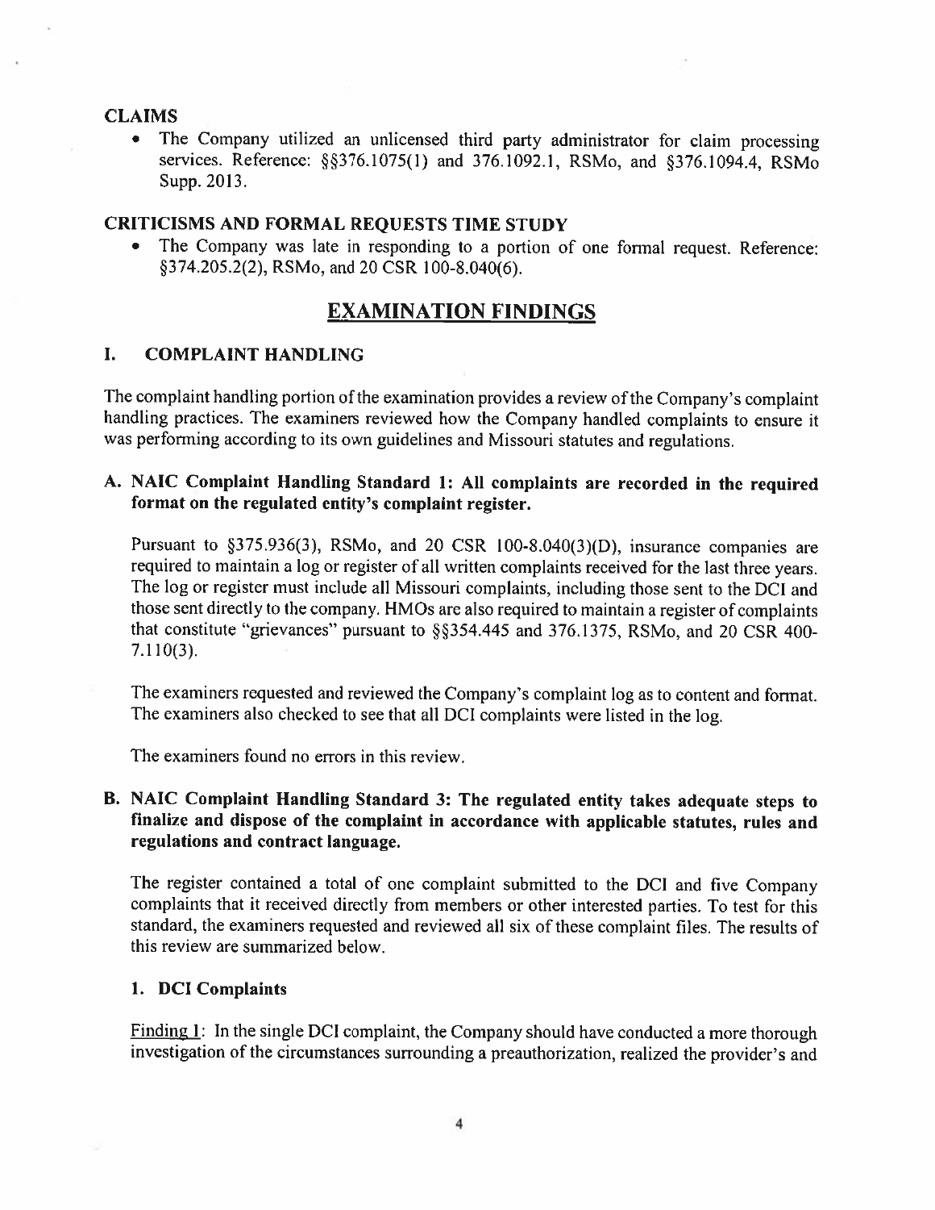### CLAIMS

- The Company utilized an unlicensed third party administrator for claim processing services. Reference: §§376.1075(1) and 376.1092.1, RSMo, and §376.1094.4, RSMo Supp. 2013.

### CRITICISMS AND FORMAL REQUESTS TIME STUDY

- The Company was late in responding to a portion of one formal request. Reference: §374.205.2(2), RSMo, and 20 CSR 100-8.040(6).

## EXAMINATION FINDINGS

### I. COMPLAINT HANDLING

The complaint handling portion of the examination provides a review of the Company's complaint handling practices. The examiners reviewed how the Company handled complaints to ensure it was performing according to its own guidelines and Missouri statutes and regulations.

#### A. NAIC Complaint Handling Standard 1: All complaints are recorded in the required format on the regulated entity's complaint register.

Pursuant to §375.936(3), RSMo, and 20 CSR 100-8.040(3)(D), insurance companies are required to maintain a log or register of all written complaints received for the last three years. The log or register must include all Missouri complaints, including those sent to the DCI and those sent directly to the company. HMOs are also required to maintain a register of complaints that constitute "grievances" pursuant to §§354.445 and 376.1375, RSMo, and 20 CSR 400-7.110(3).

The examiners requested and reviewed the Company's complaint log as to content and format. The examiners also checked to see that all DCI complaints were listed in the log.

The examiners found no errors in this review.

#### B. NAIC Complaint Handling Standard 3: The regulated entity takes adequate steps to finalize and dispose of the complaint in accordance with applicable statutes, rules and regulations and contract language.

The register contained a total of one complaint submitted to the DCI and five Company complaints that it received directly from members or other interested parties. To test for this standard, the examiners requested and reviewed all six of these complaint files. The results of this review are summarized below.

##### 1. DCI Complaints

Finding 1: In the single DCI complaint, the Company should have conducted a more thorough investigation of the circumstances surrounding a preauthorization, realized the provider's and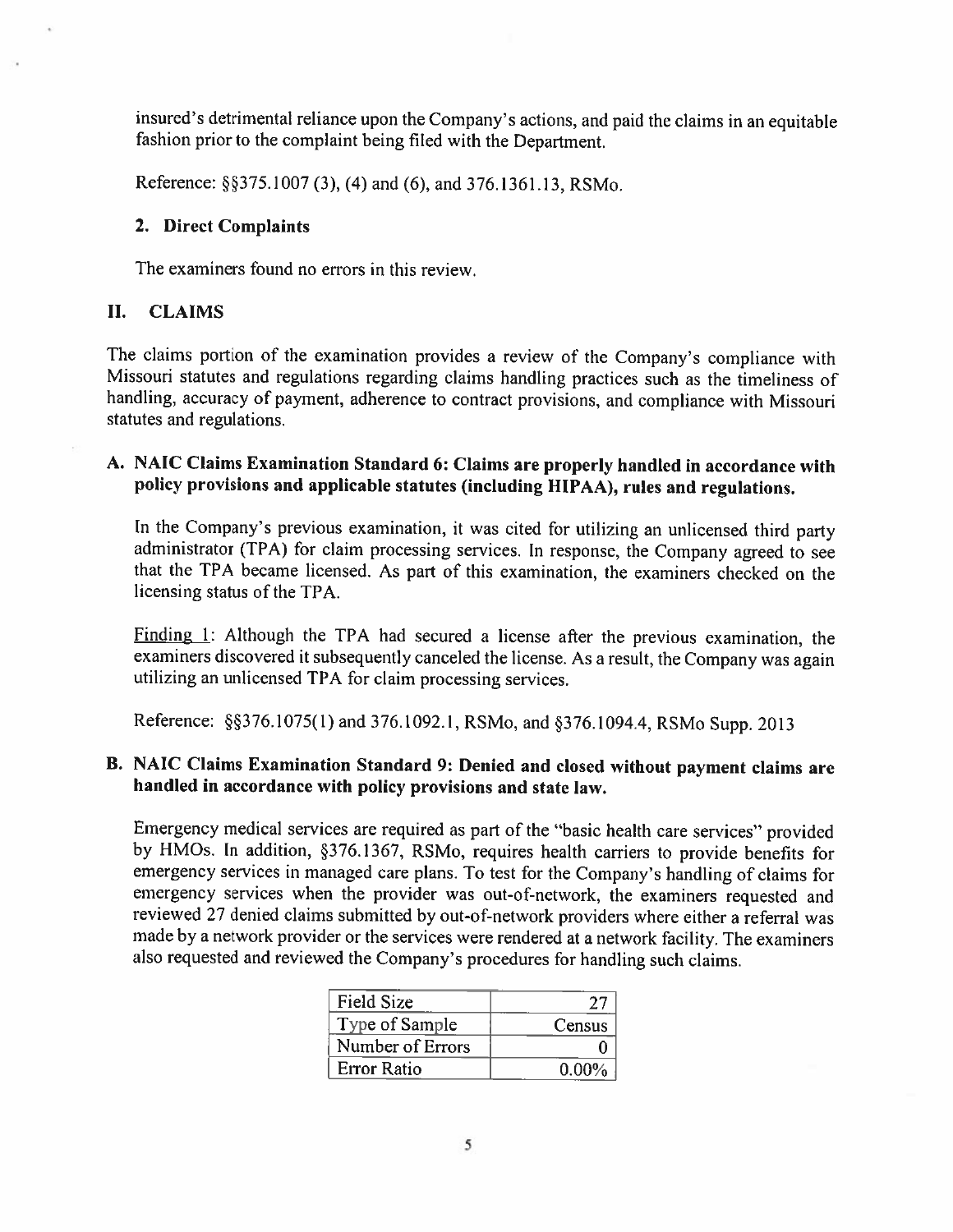insured's detrimental reliance upon the Company's actions, and paid the claims in an equitable fashion prior to the complaint being filed with the Department.

Reference: §§375.1007 (3), (4) and (6), and 376.1361.13, RSMo.

### 2. Direct Complaints

The examiners found no errors in this review.

## II. CLAIMS

The claims portion of the examination provides a review of the Company's compliance with Missouri statutes and regulations regarding claims handling practices such as the timeliness of handling, accuracy of payment, adherence to contract provisions, and compliance with Missouri statutes and regulations.

### A. NAIC Claims Examination Standard 6: Claims are properly handled in accordance with policy provisions and applicable statutes (including HIPAA), rules and regulations.

In the Company's previous examination, it was cited for utilizing an unlicensed third party administrator (TPA) for claim processing services. In response, the Company agreed to see that the TPA became licensed. As part of this examination, the examiners checked on the licensing status of the TPA.

Finding 1: Although the TPA had secured a license after the previous examination, the examiners discovered it subsequently canceled the license. As a result, the Company was again utilizing an unlicensed TPA for claim processing services.

Reference: §§376.1075(1) and 376.1092.1, RSMo, and §376.1094.4, RSMo Supp. 2013

### B. NAIC Claims Examination Standard 9: Denied and closed without payment claims are handled in accordance with policy provisions and state law.

Emergency medical services are required as part of the "basic health care services" provided by HMOs. In addition, §376.1367, RSMo, requires health carriers to provide benefits for emergency services in managed care plans. To test for the Company's handling of claims for emergency services when the provider was out-of-network, the examiners requested and reviewed 27 denied claims submitted by out-of-network providers where either a referral was made by a network provider or the services were rendered at a network facility. The examiners also requested and reviewed the Company's procedures for handling such claims.

| | |
|---|---|
| Field Size | 27 |
| Type of Sample | Census |
| Number of Errors | 0 |
| Error Ratio | 0.00% |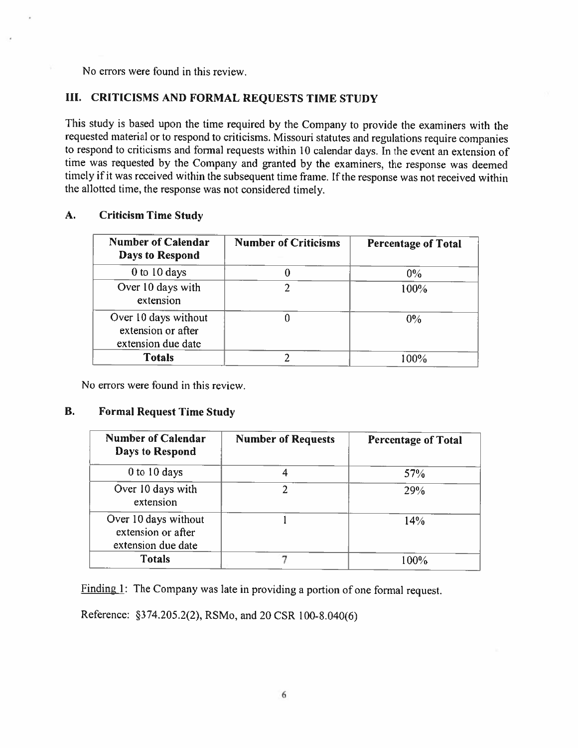No errors were found in this review.

## III. CRITICISMS AND FORMAL REQUESTS TIME STUDY

This study is based upon the time required by the Company to provide the examiners with the requested material or to respond to criticisms. Missouri statutes and regulations require companies to respond to criticisms and formal requests within 10 calendar days. In the event an extension of time was requested by the Company and granted by the examiners, the response was deemed timely if it was received within the subsequent time frame. If the response was not received within the allotted time, the response was not considered timely.

### A. Criticism Time Study

| Number of Calendar Days to Respond | Number of Criticisms | Percentage of Total |
|---|---|---|
| 0 to 10 days | 0 | 0% |
| Over 10 days with extension | 2 | 100% |
| Over 10 days without extension or after extension due date | 0 | 0% |
| **Totals** | 2 | 100% |

No errors were found in this review.

### B. Formal Request Time Study

| Number of Calendar Days to Respond | Number of Requests | Percentage of Total |
|---|---|---|
| 0 to 10 days | 4 | 57% |
| Over 10 days with extension | 2 | 29% |
| Over 10 days without extension or after extension due date | 1 | 14% |
| **Totals** | 7 | 100% |

Finding 1: The Company was late in providing a portion of one formal request.

Reference: §374.205.2(2), RSMo, and 20 CSR 100-8.040(6)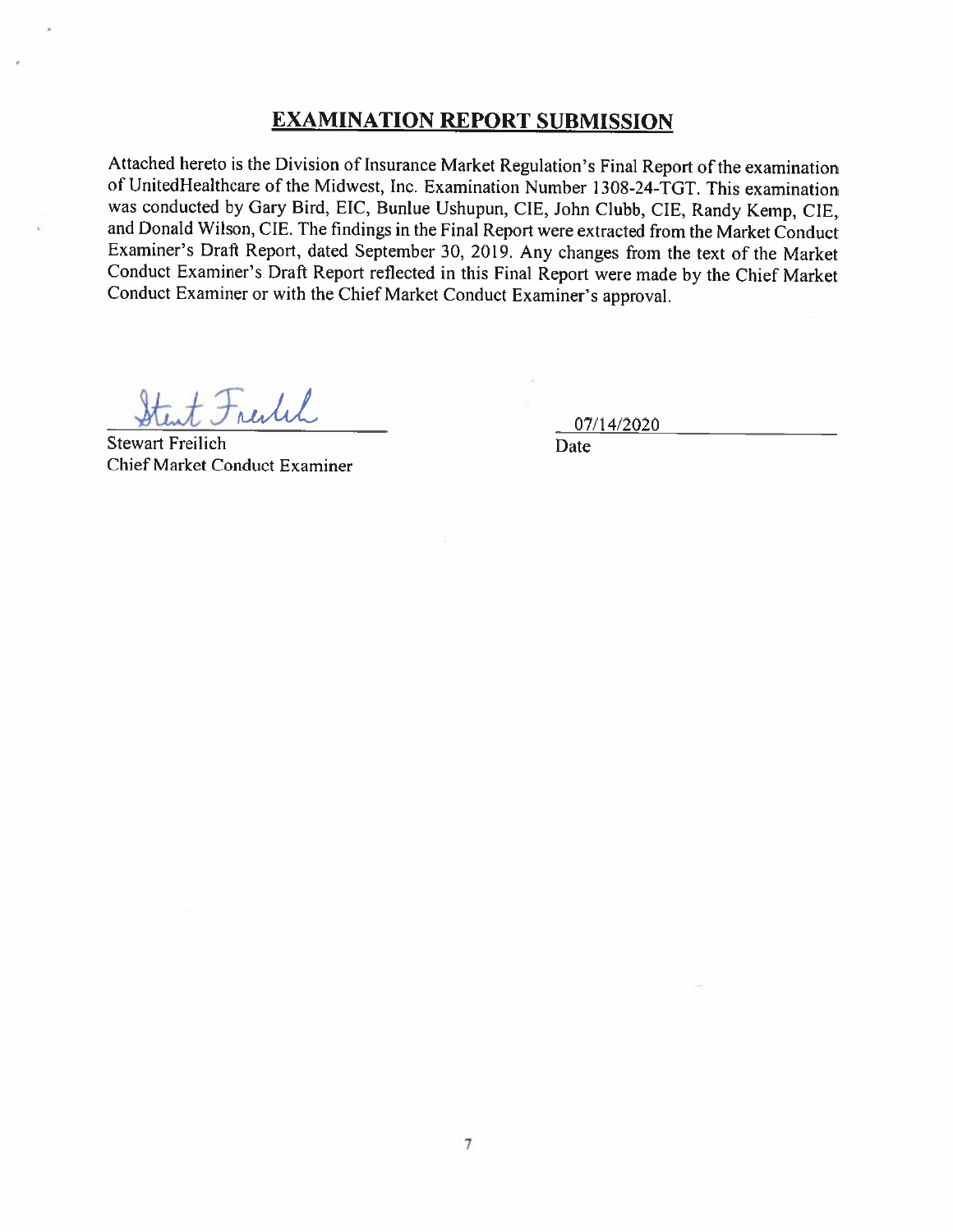## EXAMINATION REPORT SUBMISSION

Attached hereto is the Division of Insurance Market Regulation's Final Report of the examination of UnitedHealthcare of the Midwest, Inc. Examination Number 1308-24-TGT. This examination was conducted by Gary Bird, EIC, Bunlue Ushupun, CIE, John Clubb, CIE, Randy Kemp, CIE, and Donald Wilson, CIE. The findings in the Final Report were extracted from the Market Conduct Examiner's Draft Report, dated September 30, 2019. Any changes from the text of the Market Conduct Examiner's Draft Report reflected in this Final Report were made by the Chief Market Conduct Examiner or with the Chief Market Conduct Examiner's approval.

Stewart Freilich
Chief Market Conduct Examiner

07/14/2020
Date